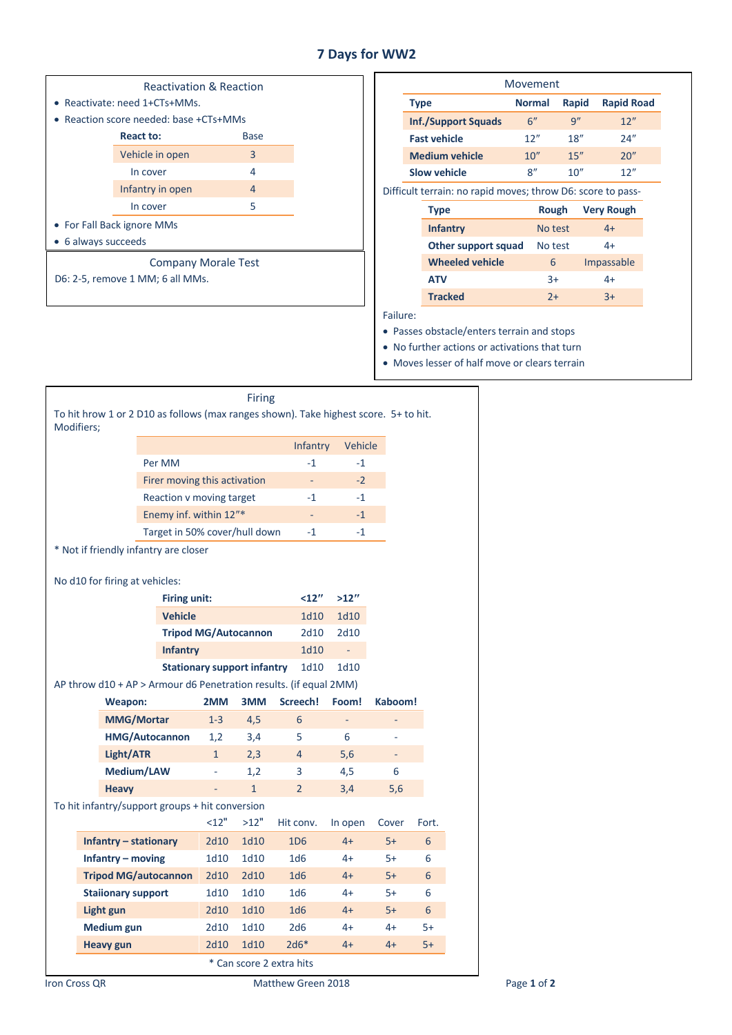# 7 Days for WW2

## Reactivation & Reaction

- Reactivate: need 1+CTs+MMs.
- Reaction score needed: base +CTs+MMs

| React to: | Base |
|---|---|
| Vehicle in open | 3 |
| In cover | 4 |
| Infantry in open | 4 |
| In cover | 5 |

- For Fall Back ignore MMs
- 6 always succeeds

## Company Morale Test

D6: 2-5, remove 1 MM; 6 all MMs.

## Movement

| Type | Normal | Rapid | Rapid Road |
|---|---|---|---|
| Inf./Support Squads | 6″ | 9″ | 12″ |
| Fast vehicle | 12″ | 18″ | 24″ |
| Medium vehicle | 10″ | 15″ | 20″ |
| Slow vehicle | 8″ | 10″ | 12″ |

Difficult terrain: no rapid moves; throw D6: score to pass-

| Type | Rough | Very Rough |
|---|---|---|
| Infantry | No test | 4+ |
| Other support squad | No test | 4+ |
| Wheeled vehicle | 6 | Impassable |
| ATV | 3+ | 4+ |
| Tracked | 2+ | 3+ |

Failure:

- Passes obstacle/enters terrain and stops
- No further actions or activations that turn
- Moves lesser of half move or clears terrain

## Firing

To hit hrow 1 or 2 D10 as follows (max ranges shown). Take highest score. 5+ to hit. Modifiers;

| | Infantry | Vehicle |
|---|---|---|
| Per MM | -1 | -1 |
| Firer moving this activation | - | -2 |
| Reaction v moving target | -1 | -1 |
| Enemy inf. within 12″* | - | -1 |
| Target in 50% cover/hull down | -1 | -1 |

\* Not if friendly infantry are closer

No d10 for firing at vehicles:

| Firing unit: | <12″ | >12″ |
|---|---|---|
| Vehicle | 1d10 | 1d10 |
| Tripod MG/Autocannon | 2d10 | 2d10 |
| Infantry | 1d10 | - |
| Stationary support infantry | 1d10 | 1d10 |

AP throw d10 + AP > Armour d6 Penetration results. (if equal 2MM)

| Weapon: | 2MM | 3MM | Screech! | Foom! | Kaboom! |
|---|---|---|---|---|---|
| MMG/Mortar | 1-3 | 4,5 | 6 | - | - |
| HMG/Autocannon | 1,2 | 3,4 | 5 | 6 | - |
| Light/ATR | 1 | 2,3 | 4 | 5,6 | - |
| Medium/LAW | - | 1,2 | 3 | 4,5 | 6 |
| Heavy | - | 1 | 2 | 3,4 | 5,6 |

To hit infantry/support groups + hit conversion

| | <12" | >12" | Hit conv. | In open | Cover | Fort. |
|---|---|---|---|---|---|---|
| Infantry – stationary | 2d10 | 1d10 | 1D6 | 4+ | 5+ | 6 |
| Infantry – moving | 1d10 | 1d10 | 1d6 | 4+ | 5+ | 6 |
| Tripod MG/autocannon | 2d10 | 2d10 | 1d6 | 4+ | 5+ | 6 |
| Staiionary support | 1d10 | 1d10 | 1d6 | 4+ | 5+ | 6 |
| Light gun | 2d10 | 1d10 | 1d6 | 4+ | 5+ | 6 |
| Medium gun | 2d10 | 1d10 | 2d6 | 4+ | 4+ | 5+ |
| Heavy gun | 2d10 | 1d10 | 2d6* | 4+ | 4+ | 5+ |

\* Can score 2 extra hits

Iron Cross QR | Matthew Green 2018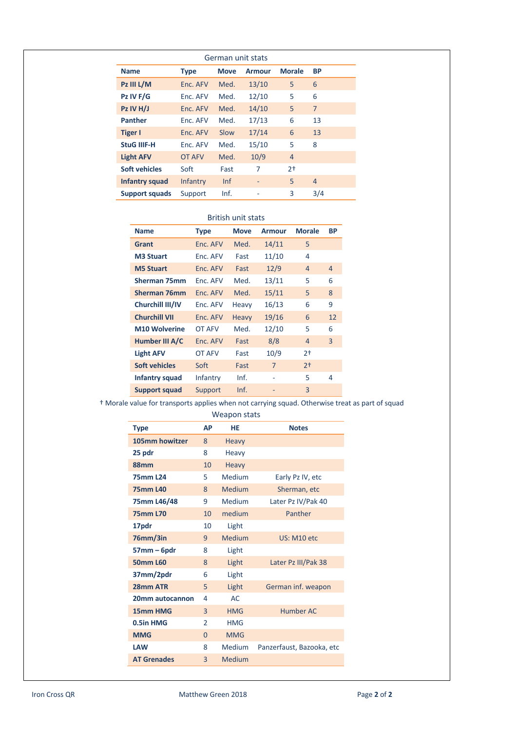German unit stats

| Name | Type | Move | Armour | Morale | BP |
|---|---|---|---|---|---|
| **Pz III L/M** | Enc. AFV | Med. | 13/10 | 5 | 6 |
| **Pz IV F/G** | Enc. AFV | Med. | 12/10 | 5 | 6 |
| **Pz IV H/J** | Enc. AFV | Med. | 14/10 | 5 | 7 |
| **Panther** | Enc. AFV | Med. | 17/13 | 6 | 13 |
| **Tiger I** | Enc. AFV | Slow | 17/14 | 6 | 13 |
| **StuG IIIF-H** | Enc. AFV | Med. | 15/10 | 5 | 8 |
| **Light AFV** | OT AFV | Med. | 10/9 | 4 | |
| **Soft vehicles** | Soft | Fast | 7 | 2† | |
| **Infantry squad** | Infantry | Inf | - | 5 | 4 |
| **Support squads** | Support | Inf. | - | 3 | 3/4 |

British unit stats

| Name | Type | Move | Armour | Morale | BP |
|---|---|---|---|---|---|
| **Grant** | Enc. AFV | Med. | 14/11 | 5 | |
| **M3 Stuart** | Enc. AFV | Fast | 11/10 | 4 | |
| **M5 Stuart** | Enc. AFV | Fast | 12/9 | 4 | 4 |
| **Sherman 75mm** | Enc. AFV | Med. | 13/11 | 5 | 6 |
| **Sherman 76mm** | Enc. AFV | Med. | 15/11 | 5 | 8 |
| **Churchill III/IV** | Enc. AFV | Heavy | 16/13 | 6 | 9 |
| **Churchill VII** | Enc. AFV | Heavy | 19/16 | 6 | 12 |
| **M10 Wolverine** | OT AFV | Med. | 12/10 | 5 | 6 |
| **Humber III A/C** | Enc. AFV | Fast | 8/8 | 4 | 3 |
| **Light AFV** | OT AFV | Fast | 10/9 | 2† | |
| **Soft vehicles** | Soft | Fast | 7 | 2† | |
| **Infantry squad** | Infantry | Inf. | - | 5 | 4 |
| **Support squad** | Support | Inf. | - | 3 | |

† Morale value for transports applies when not carrying squad. Otherwise treat as part of squad

Weapon stats

| Type | AP | HE | Notes |
|---|---|---|---|
| **105mm howitzer** | 8 | Heavy | |
| **25 pdr** | 8 | Heavy | |
| **88mm** | 10 | Heavy | |
| **75mm L24** | 5 | Medium | Early Pz IV, etc |
| **75mm L40** | 8 | Medium | Sherman, etc |
| **75mm L46/48** | 9 | Medium | Later Pz IV/Pak 40 |
| **75mm L70** | 10 | medium | Panther |
| **17pdr** | 10 | Light | |
| **76mm/3in** | 9 | Medium | US: M10 etc |
| **57mm – 6pdr** | 8 | Light | |
| **50mm L60** | 8 | Light | Later Pz III/Pak 38 |
| **37mm/2pdr** | 6 | Light | |
| **28mm ATR** | 5 | Light | German inf. weapon |
| **20mm autocannon** | 4 | AC | |
| **15mm HMG** | 3 | HMG | Humber AC |
| **0.5in HMG** | 2 | HMG | |
| **MMG** | 0 | MMG | |
| **LAW** | 8 | Medium | Panzerfaust, Bazooka, etc |
| **AT Grenades** | 3 | Medium | |